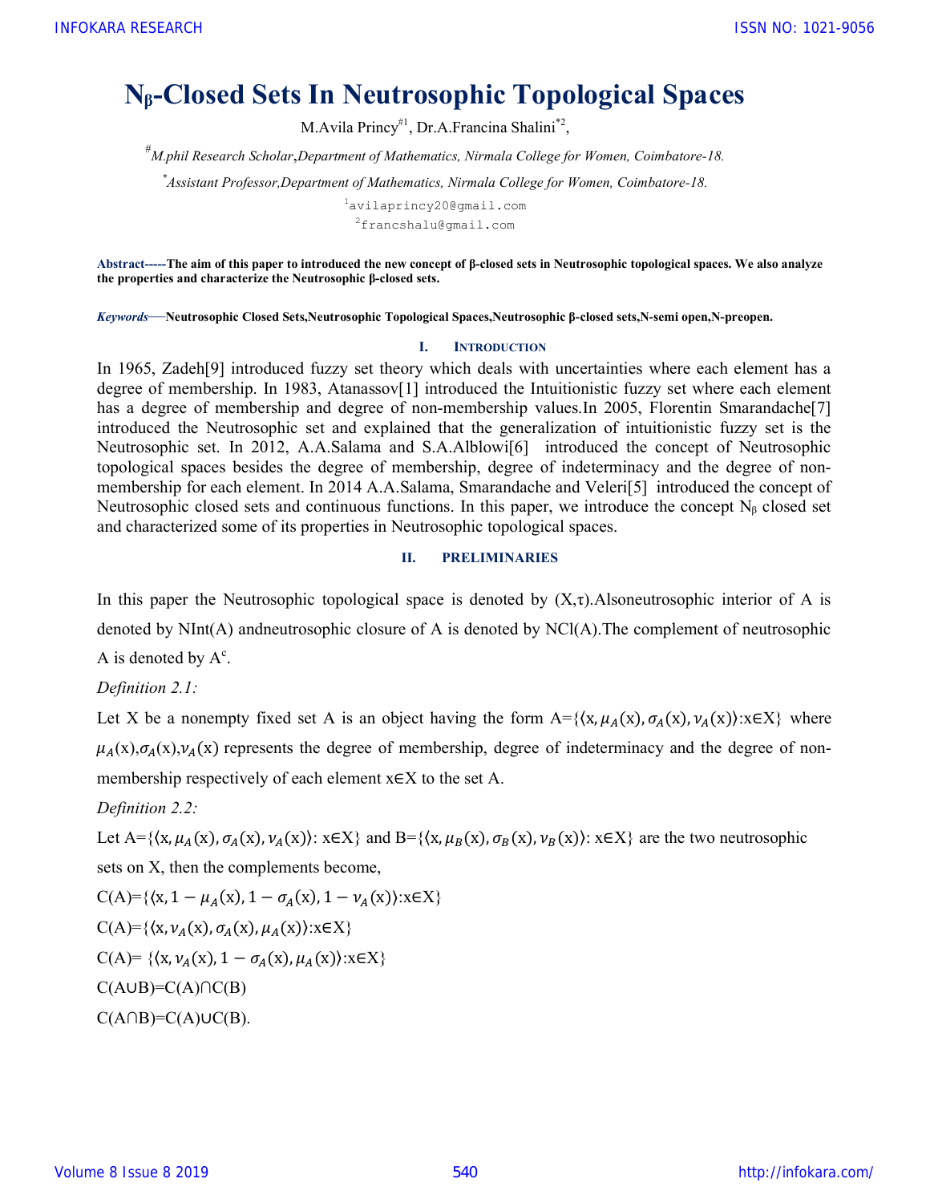# $N_\beta$-Closed Sets In Neutrosophic Topological Spaces

M.Avila Princy[#1], Dr.A.Francina Shalini[*2],

[#]*M.phil Research Scholar,Department of Mathematics, Nirmala College for Women, Coimbatore-18.*

[*]*Assistant Professor,Department of Mathematics, Nirmala College for Women, Coimbatore-18.*

[1]avilaprincy20@gmail.com

[2]francshalu@gmail.com

**Abstract-----The aim of this paper to introduced the new concept of β-closed sets in Neutrosophic topological spaces. We also analyze the properties and characterize the Neutrosophic β-closed sets.**

***Keywords*—Neutrosophic Closed Sets,Neutrosophic Topological Spaces,Neutrosophic β-closed sets,N-semi open,N-preopen.**

## I. Introduction

In 1965, Zadeh[9] introduced fuzzy set theory which deals with uncertainties where each element has a degree of membership. In 1983, Atanassov[1] introduced the Intuitionistic fuzzy set where each element has a degree of membership and degree of non-membership values.In 2005, Florentin Smarandache[7] introduced the Neutrosophic set and explained that the generalization of intuitionistic fuzzy set is the Neutrosophic set. In 2012, A.A.Salama and S.A.Alblowi[6] introduced the concept of Neutrosophic topological spaces besides the degree of membership, degree of indeterminacy and the degree of non-membership for each element. In 2014 A.A.Salama, Smarandache and Veleri[5] introduced the concept of Neutrosophic closed sets and continuous functions. In this paper, we introduce the concept $N_\beta$ closed set and characterized some of its properties in Neutrosophic topological spaces.

## II. PRELIMINARIES

In this paper the Neutrosophic topological space is denoted by (X,τ).Alsoneutrosophic interior of A is denoted by NInt(A) andneutrosophic closure of A is denoted by NCl(A).The complement of neutrosophic A is denoted by $A^c$.

*Definition 2.1:*

Let X be a nonempty fixed set A is an object having the form A=$\{\langle x, \mu_A(x), \sigma_A(x), \nu_A(x)\rangle : x \in X\}$ where $\mu_A(x)$,$\sigma_A(x)$,$\nu_A(x)$ represents the degree of membership, degree of indeterminacy and the degree of non-membership respectively of each element x∈X to the set A.

*Definition 2.2:*

Let A=$\{\langle x, \mu_A(x), \sigma_A(x), \nu_A(x)\rangle : x \in X\}$ and B=$\{\langle x, \mu_B(x), \sigma_B(x), \nu_B(x)\rangle : x \in X\}$ are the two neutrosophic sets on X, then the complements become,

C(A)=$\{\langle x, 1-\mu_A(x), 1-\sigma_A(x), 1-\nu_A(x)\rangle : x \in X\}$

C(A)=$\{\langle x, \nu_A(x), \sigma_A(x), \mu_A(x)\rangle : x \in X\}$

C(A)= $\{\langle x, \nu_A(x), 1-\sigma_A(x), \mu_A(x)\rangle : x \in X\}$

C(A∪B)=C(A)∩C(B)

C(A∩B)=C(A)∪C(B).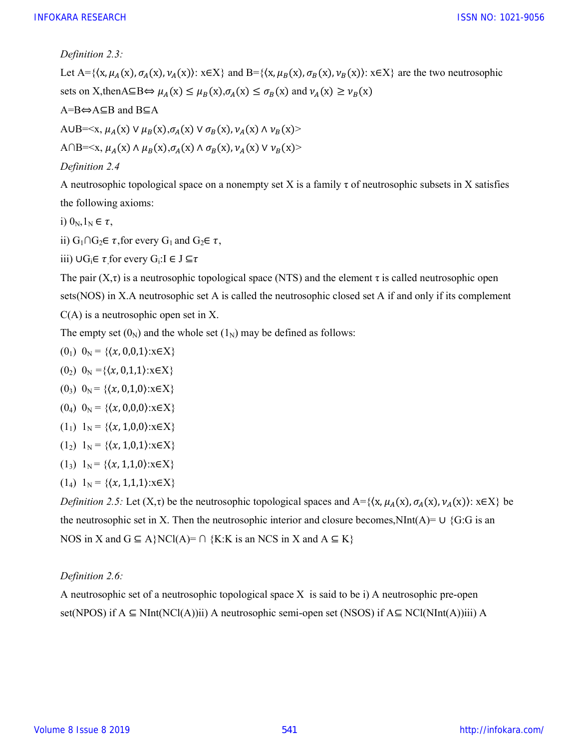*Definition 2.3:*

Let A=$\{\langle x, \mu_A(x), \sigma_A(x), \nu_A(x)\rangle: x\in X\}$ and B=$\{\langle x, \mu_B(x), \sigma_B(x), \nu_B(x)\rangle: x\in X\}$ are the two neutrosophic sets on X,then$A\subseteq B \Leftrightarrow \mu_A(x) \leq \mu_B(x), \sigma_A(x) \leq \sigma_B(x)$ and $\nu_A(x) \geq \nu_B(x)$

$A=B \Leftrightarrow A\subseteq B$ and $B\subseteq A$

$A\cup B=<x, \mu_A(x) \vee \mu_B(x), \sigma_A(x) \vee \sigma_B(x), \nu_A(x) \wedge \nu_B(x)>$

$A\cap B=<x, \mu_A(x) \wedge \mu_B(x), \sigma_A(x) \wedge \sigma_B(x), \nu_A(x) \vee \nu_B(x)>$

*Definition 2.4*

A neutrosophic topological space on a nonempty set X is a family τ of neutrosophic subsets in X satisfies the following axioms:

i) $0_N, 1_N \in \tau$,

ii) $G_1 \cap G_2 \in \tau$,for every $G_1$ and $G_2 \in \tau$,

iii) $\cup G_i \in \tau$,for every $G_i: I \in J \subseteq \tau$

The pair (X,τ) is a neutrosophic topological space (NTS) and the element τ is called neutrosophic open sets(NOS) in X.A neutrosophic set A is called the neutrosophic closed set A if and only if its complement C(A) is a neutrosophic open set in X.

The empty set ($0_N$) and the whole set ($1_N$) may be defined as follows:

($0_1$) $0_N = \{\langle x, 0,0,1\rangle: x\in X\}$

($0_2$) $0_N = \{\langle x, 0,1,1\rangle: x\in X\}$

($0_3$) $0_N = \{\langle x, 0,1,0\rangle: x\in X\}$

($0_4$) $0_N = \{\langle x, 0,0,0\rangle: x\in X\}$

($1_1$) $1_N = \{\langle x, 1,0,0\rangle: x\in X\}$

($1_2$) $1_N = \{\langle x, 1,0,1\rangle: x\in X\}$

($1_3$) $1_N = \{\langle x, 1,1,0\rangle: x\in X\}$

($1_4$) $1_N = \{\langle x, 1,1,1\rangle: x\in X\}$

*Definition 2.5:* Let (X,τ) be the neutrosophic topological spaces and A=$\{\langle x, \mu_A(x), \sigma_A(x), \nu_A(x)\rangle: x\in X\}$ be the neutrosophic set in X. Then the neutrosophic interior and closure becomes,NInt(A)= ∪ {G:G is an NOS in X and G ⊆ A}NCl(A)= ∩ {K:K is an NCS in X and A ⊆ K}

*Definition 2.6:*

A neutrosophic set of a neutrosophic topological space X is said to be i) A neutrosophic pre-open set(NPOS) if A ⊆ NInt(NCl(A))ii) A neutrosophic semi-open set (NSOS) if A⊆ NCl(NInt(A))iii) A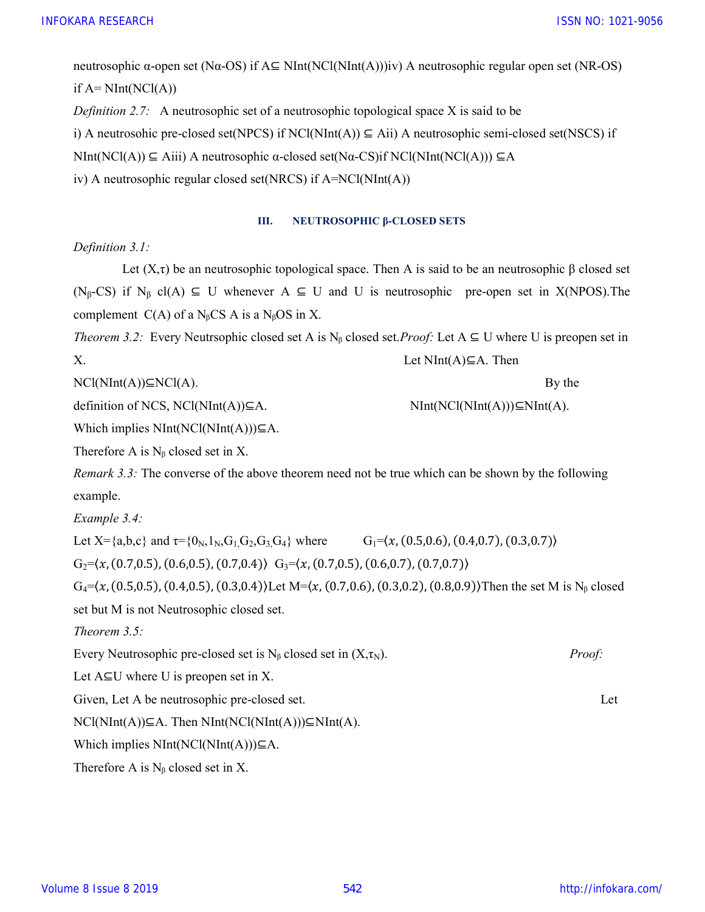neutrosophic α-open set (Nα-OS) if A⊆ NInt(NCl(NInt(A)))iv) A neutrosophic regular open set (NR-OS) if A= NInt(NCl(A))

*Definition 2.7:* A neutrosophic set of a neutrosophic topological space X is said to be

i) A neutrosohic pre-closed set(NPCS) if NCl(NInt(A)) ⊆ Aii) A neutrosophic semi-closed set(NSCS) if NInt(NCl(A)) ⊆ Aiii) A neutrosophic α-closed set(Nα-CS)if NCl(NInt(NCl(A))) ⊆A

iv) A neutrosophic regular closed set(NRCS) if A=NCl(NInt(A))

## III. NEUTROSOPHIC β-CLOSED SETS

*Definition 3.1:*

Let (X,τ) be an neutrosophic topological space. Then A is said to be an neutrosophic β closed set ($N_\beta$-CS) if $N_\beta$ cl(A) ⊆ U whenever A ⊆ U and U is neutrosophic pre-open set in X(NPOS).The complement C(A) of a $N_\beta$CS A is a $N_\beta$OS in X.

*Theorem 3.2:* Every Neutrsophic closed set A is $N_\beta$ closed set.*Proof:* Let A ⊆ U where U is preopen set in X. Let NInt(A)⊆A. Then NCl(NInt(A))⊆NCl(A). By the definition of NCS, NCl(NInt(A))⊆A. NInt(NCl(NInt(A)))⊆NInt(A).

Which implies NInt(NCl(NInt(A)))⊆A.

Therefore A is $N_\beta$ closed set in X.

*Remark 3.3:* The converse of the above theorem need not be true which can be shown by the following example.

*Example 3.4:*

Let X={a,b,c} and τ={$0_N$,$1_N$,$G_1$,$G_2$,$G_3$,$G_4$} where $G_1$=⟨x, (0.5,0.6), (0.4,0.7), (0.3,0.7)⟩ $G_2$=⟨x, (0.7,0.5), (0.6,0.5), (0.7,0.4)⟩ $G_3$=⟨x, (0.7,0.5), (0.6,0.7), (0.7,0.7)⟩ $G_4$=⟨x, (0.5,0.5), (0.4,0.5), (0.3,0.4)⟩Let M=⟨x, (0.7,0.6), (0.3,0.2), (0.8,0.9)⟩Then the set M is $N_\beta$ closed set but M is not Neutrosophic closed set.

*Theorem 3.5:*

Every Neutrosophic pre-closed set is $N_\beta$ closed set in (X,$\tau_N$). *Proof:*

Let A⊆U where U is preopen set in X.

Given, Let A be neutrosophic pre-closed set. Let NCl(NInt(A))⊆A. Then NInt(NCl(NInt(A)))⊆NInt(A).

Which implies NInt(NCl(NInt(A)))⊆A.

Therefore A is $N_\beta$ closed set in X.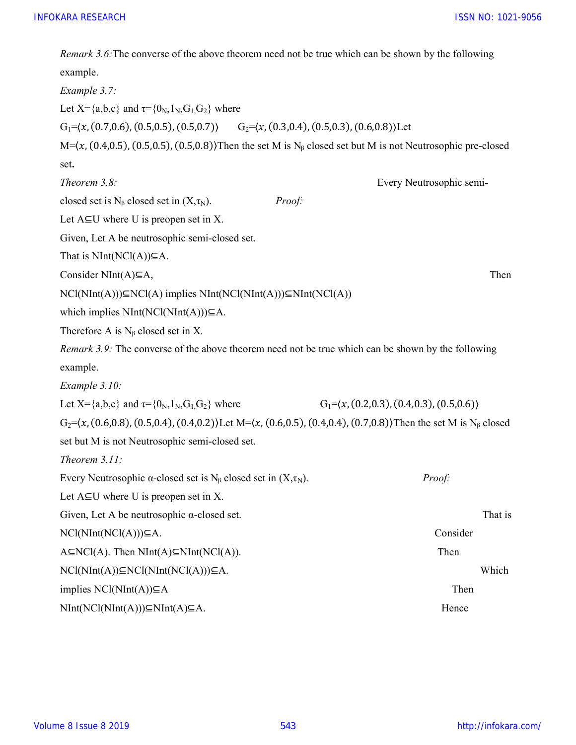*Remark 3.6:*The converse of the above theorem need not be true which can be shown by the following example.

*Example 3.7:*

Let X={a,b,c} and $\tau=\{0_N, 1_N, G_1, G_2\}$ where

$G_1=\langle x, (0.7,0.6), (0.5,0.5), (0.5,0.7)\rangle$ $G_2=\langle x, (0.3,0.4), (0.5,0.3), (0.6,0.8)\rangle$Let

$M=\langle x, (0.4,0.5), (0.5,0.5), (0.5,0.8)\rangle$Then the set M is $N_\beta$ closed set but M is not Neutrosophic pre-closed set**.**

*Theorem 3.8:* Every Neutrosophic semi-closed set is $N_\beta$ closed set in $(X,\tau_N)$.

*Proof:*

Let A⊆U where U is preopen set in X.

Given, Let A be neutrosophic semi-closed set.

That is NInt(NCl(A))⊆A.

Consider NInt(A)⊆A, Then

NCl(NInt(A)))⊆NCl(A) implies NInt(NCl(NInt(A)))⊆NInt(NCl(A))

which implies NInt(NCl(NInt(A)))⊆A.

Therefore A is $N_\beta$ closed set in X.

*Remark 3.9:* The converse of the above theorem need not be true which can be shown by the following example.

*Example 3.10:*

Let X={a,b,c} and $\tau=\{0_N, 1_N, G_1, G_2\}$ where $G_1=\langle x, (0.2,0.3), (0.4,0.3), (0.5,0.6)\rangle$

$G_2=\langle x, (0.6,0.8), (0.5,0.4), (0.4,0.2)\rangle$Let $M=\langle x, (0.6,0.5), (0.4,0.4), (0.7,0.8)\rangle$Then the set M is $N_\beta$ closed set but M is not Neutrosophic semi-closed set.

*Theorem 3.11:*

Every Neutrosophic α-closed set is $N_\beta$ closed set in $(X,\tau_N)$.

*Proof:*

Let A⊆U where U is preopen set in X.

Given, Let A be neutrosophic α-closed set. That is

NCl(NInt(NCl(A)))⊆A. Consider

A⊆NCl(A). Then NInt(A)⊆NInt(NCl(A)). Then

NCl(NInt(A))⊆NCl(NInt(NCl(A)))⊆A. Which

implies NCl(NInt(A))⊆A Then

NInt(NCl(NInt(A)))⊆NInt(A)⊆A. Hence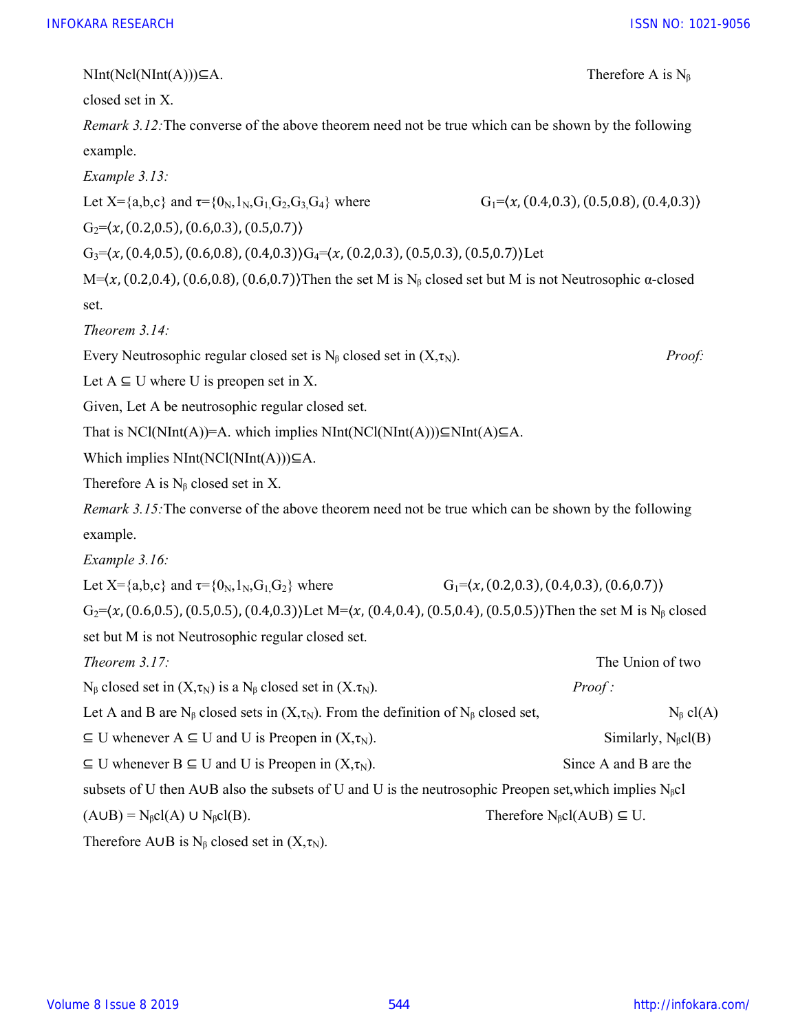$NInt(Ncl(NInt(A)))\subseteq A$. Therefore A is $N_\beta$ closed set in X.

*Remark 3.12:* The converse of the above theorem need not be true which can be shown by the following example.

*Example 3.13:*

Let X={a,b,c} and $\tau=\{0_N,1_N,G_1,G_2,G_3,G_4\}$ where $G_1=\langle x,(0.4,0.3),(0.5,0.8),(0.4,0.3)\rangle$ $G_2=\langle x,(0.2,0.5),(0.6,0.3),(0.5,0.7)\rangle$ $G_3=\langle x,(0.4,0.5),(0.6,0.8),(0.4,0.3)\rangle$ $G_4=\langle x,(0.2,0.3),(0.5,0.3),(0.5,0.7)\rangle$ Let $M=\langle x,(0.2,0.4),(0.6,0.8),(0.6,0.7)\rangle$ Then the set M is $N_\beta$ closed set but M is not Neutrosophic α-closed set.

*Theorem 3.14:*

Every Neutrosophic regular closed set is $N_\beta$ closed set in $(X,\tau_N)$.

*Proof:*

Let $A \subseteq U$ where U is preopen set in X.

Given, Let A be neutrosophic regular closed set.

That is $NCl(NInt(A))=A$. which implies $NInt(NCl(NInt(A)))\subseteq NInt(A)\subseteq A$.

Which implies $NInt(NCl(NInt(A)))\subseteq A$.

Therefore A is $N_\beta$ closed set in X.

*Remark 3.15:* The converse of the above theorem need not be true which can be shown by the following example.

*Example 3.16:*

Let X={a,b,c} and $\tau=\{0_N,1_N,G_1,G_2\}$ where $G_1=\langle x,(0.2,0.3),(0.4,0.3),(0.6,0.7)\rangle$ $G_2=\langle x,(0.6,0.5),(0.5,0.5),(0.4,0.3)\rangle$ Let $M=\langle x,(0.4,0.4),(0.5,0.4),(0.5,0.5)\rangle$ Then the set M is $N_\beta$ closed set but M is not Neutrosophic regular closed set.

*Theorem 3.17:*

The Union of two $N_\beta$ closed set in $(X,\tau_N)$ is a $N_\beta$ closed set in $(X.\tau_N)$.

*Proof :*

Let A and B are $N_\beta$ closed sets in $(X,\tau_N)$. From the definition of $N_\beta$ closed set, $N_\beta\, cl(A) \subseteq U$ whenever $A \subseteq U$ and U is Preopen in $(X,\tau_N)$. Similarly, $N_\beta cl(B) \subseteq U$ whenever $B \subseteq U$ and U is Preopen in $(X,\tau_N)$. Since A and B are the subsets of U then A∪B also the subsets of U and U is the neutrosophic Preopen set,which implies $N_\beta cl(A\cup B) = N_\beta cl(A) \cup N_\beta cl(B)$. Therefore $N_\beta cl(A\cup B) \subseteq U$.

Therefore A∪B is $N_\beta$ closed set in $(X,\tau_N)$.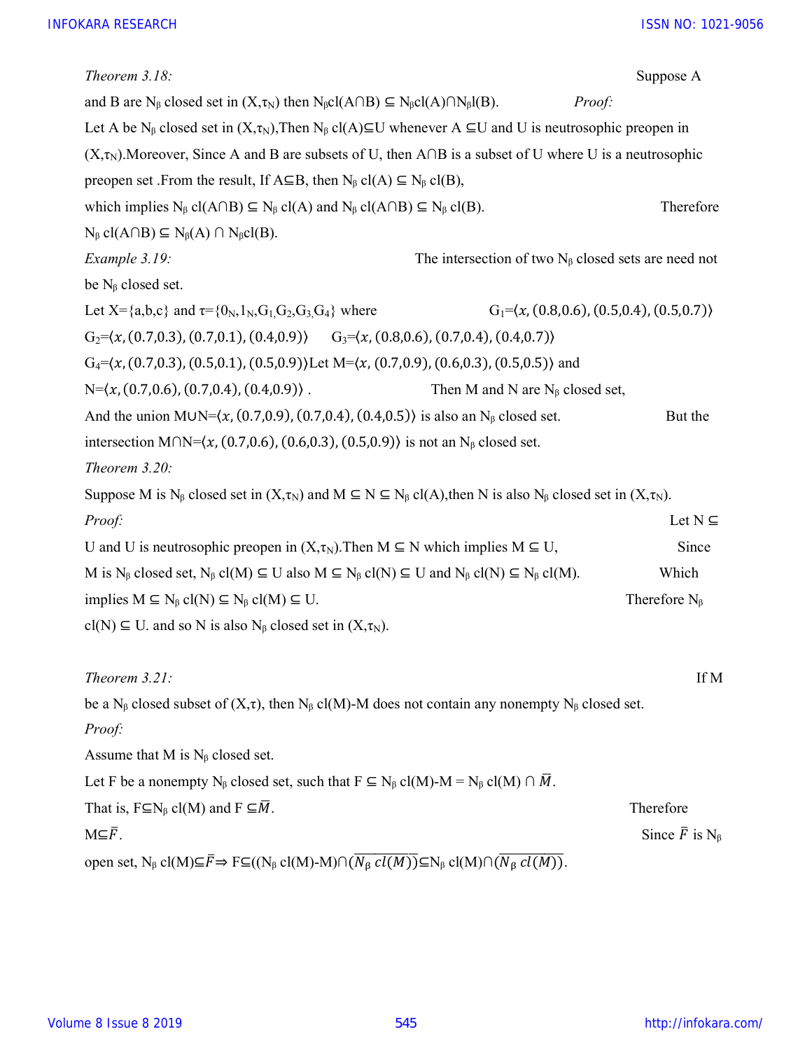*Theorem 3.18:* Suppose A and B are $N_\beta$ closed set in $(X,\tau_N)$ then $N_\beta cl(A\cap B) \subseteq N_\beta cl(A) \cap N_\beta l(B)$.

*Proof:*

Let A be $N_\beta$ closed set in $(X,\tau_N)$,Then $N_\beta$ cl(A)⊆U whenever A ⊆U and U is neutrosophic preopen in $(X,\tau_N)$.Moreover, Since A and B are subsets of U, then A∩B is a subset of U where U is a neutrosophic preopen set .From the result, If A⊆B, then $N_\beta$ cl(A) ⊆ $N_\beta$ cl(B), which implies $N_\beta$ cl(A∩B) ⊆ $N_\beta$ cl(A) and $N_\beta$ cl(A∩B) ⊆ $N_\beta$ cl(B). Therefore $N_\beta$ cl(A∩B) ⊆ $N_\beta$(A) ∩ $N_\beta$cl(B).

*Example 3.19:* The intersection of two $N_\beta$ closed sets are need not be $N_\beta$ closed set.

Let X={a,b,c} and $\tau=\{0_N, 1_N, G_1, G_2, G_3, G_4\}$ where $G_1=\langle x,(0.8,0.6),(0.5,0.4),(0.5,0.7)\rangle$ $G_2=\langle x,(0.7,0.3),(0.7,0.1),(0.4,0.9)\rangle$ $G_3=\langle x,(0.8,0.6),(0.7,0.4),(0.4,0.7)\rangle$ $G_4=\langle x,(0.7,0.3),(0.5,0.1),(0.5,0.9)\rangle$Let $M=\langle x,(0.7,0.9),(0.6,0.3),(0.5,0.5)\rangle$ and $N=\langle x,(0.7,0.6),(0.7,0.4),(0.4,0.9)\rangle$ . Then M and N are $N_\beta$ closed set, And the union $M\cup N=\langle x,(0.7,0.9),(0.7,0.4),(0.4,0.5)\rangle$ is also an $N_\beta$ closed set. But the intersection $M\cap N=\langle x,(0.7,0.6),(0.6,0.3),(0.5,0.9)\rangle$ is not an $N_\beta$ closed set.

*Theorem 3.20:*

Suppose M is $N_\beta$ closed set in $(X,\tau_N)$ and M ⊆ N ⊆ $N_\beta$ cl(A),then N is also $N_\beta$ closed set in $(X,\tau_N)$.

*Proof:* Let N ⊆ U and U is neutrosophic preopen in $(X,\tau_N)$.Then M ⊆ N which implies M ⊆ U, Since M is $N_\beta$ closed set, $N_\beta$ cl(M) ⊆ U also M ⊆ $N_\beta$ cl(N) ⊆ U and $N_\beta$ cl(N) ⊆ $N_\beta$ cl(M). Which implies M ⊆ $N_\beta$ cl(N) ⊆ $N_\beta$ cl(M) ⊆ U. Therefore $N_\beta$ cl(N) ⊆ U. and so N is also $N_\beta$ closed set in $(X,\tau_N)$.

*Theorem 3.21:* If M be a $N_\beta$ closed subset of $(X,\tau)$, then $N_\beta$ cl(M)-M does not contain any nonempty $N_\beta$ closed set.

*Proof:*

Assume that M is $N_\beta$ closed set.

Let F be a nonempty $N_\beta$ closed set, such that F ⊆ $N_\beta$ cl(M)-M = $N_\beta$ cl(M) ∩ $\bar{M}$.

That is, F⊆$N_\beta$ cl(M) and F ⊆$\bar{M}$. Therefore M⊆$\bar{F}$. Since $\bar{F}$ is $N_\beta$ open set, $N_\beta$ cl(M)⊆$\bar{F}$⇒ F⊆(($N_\beta$ cl(M)-M)∩($\overline{N_\beta\, cl(M)}$)⊆$N_\beta$ cl(M)∩($\overline{N_\beta\, cl(M)}$).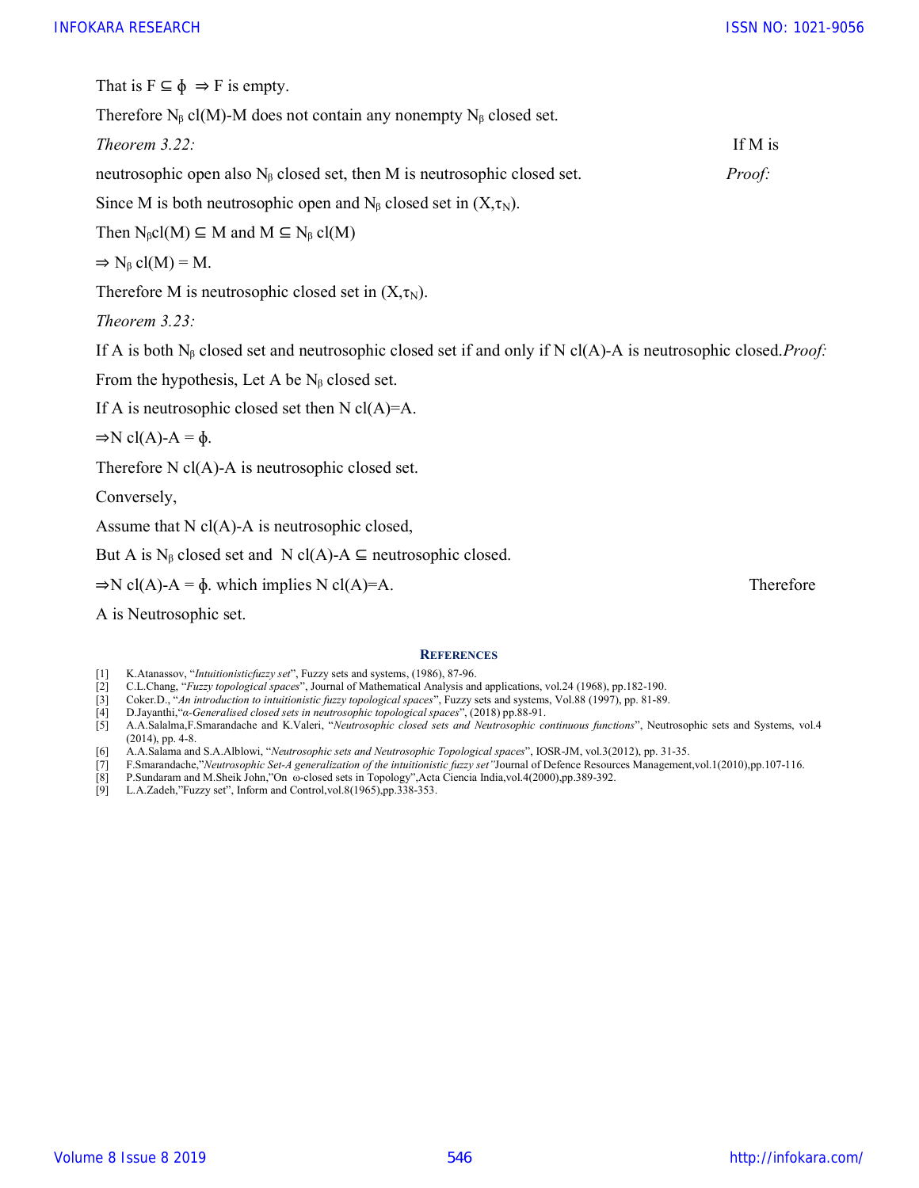That is $F \subseteq \phi \Rightarrow F$ is empty.

Therefore $N_\beta$ cl(M)-M does not contain any nonempty $N_\beta$ closed set.

*Theorem 3.22:* If M is neutrosophic open also $N_\beta$ closed set, then M is neutrosophic closed set.

*Proof:*

Since M is both neutrosophic open and $N_\beta$ closed set in $(X,\tau_N)$.

Then $N_\beta cl(M) \subseteq M$ and $M \subseteq N_\beta\, cl(M)$

$\Rightarrow N_\beta\, cl(M) = M$.

Therefore M is neutrosophic closed set in $(X,\tau_N)$.

*Theorem 3.23:*

If A is both $N_\beta$ closed set and neutrosophic closed set if and only if N cl(A)-A is neutrosophic closed.

*Proof:*

From the hypothesis, Let A be $N_\beta$ closed set.

If A is neutrosophic closed set then N cl(A)=A.

$\Rightarrow$N cl(A)-A = $\phi$.

Therefore N cl(A)-A is neutrosophic closed set.

Conversely,

Assume that N cl(A)-A is neutrosophic closed,

But A is $N_\beta$ closed set and N cl(A)-A $\subseteq$ neutrosophic closed.

$\Rightarrow$N cl(A)-A = $\phi$. which implies N cl(A)=A. Therefore A is Neutrosophic set.

## References

[1] K.Atanassov, "*Intuitionisticfuzzy set*", Fuzzy sets and systems, (1986), 87-96.

[2] C.L.Chang, "*Fuzzy topological spaces*", Journal of Mathematical Analysis and applications, vol.24 (1968), pp.182-190.

[3] Coker.D., "*An introduction to intuitionistic fuzzy topological spaces*", Fuzzy sets and systems, Vol.88 (1997), pp. 81-89.

[4] D.Jayanthi,"*α-Generalised closed sets in neutrosophic topological spaces*", (2018) pp.88-91.

[5] A.A.Salalma,F.Smarandache and K.Valeri, "*Neutrosophic closed sets and Neutrosophic continuous functions*", Neutrosophic sets and Systems, vol.4 (2014), pp. 4-8.

[6] A.A.Salama and S.A.Alblowi, "*Neutrosophic sets and Neutrosophic Topological spaces*", IOSR-JM, vol.3(2012), pp. 31-35.

[7] F.Smarandache,"*Neutrosophic Set-A generalization of the intuitionistic fuzzy set*"Journal of Defence Resources Management,vol.1(2010),pp.107-116.

[8] P.Sundaram and M.Sheik John,"On ω-closed sets in Topology",Acta Ciencia India,vol.4(2000),pp.389-392.

[9] L.A.Zadeh,"Fuzzy set", Inform and Control,vol.8(1965),pp.338-353.